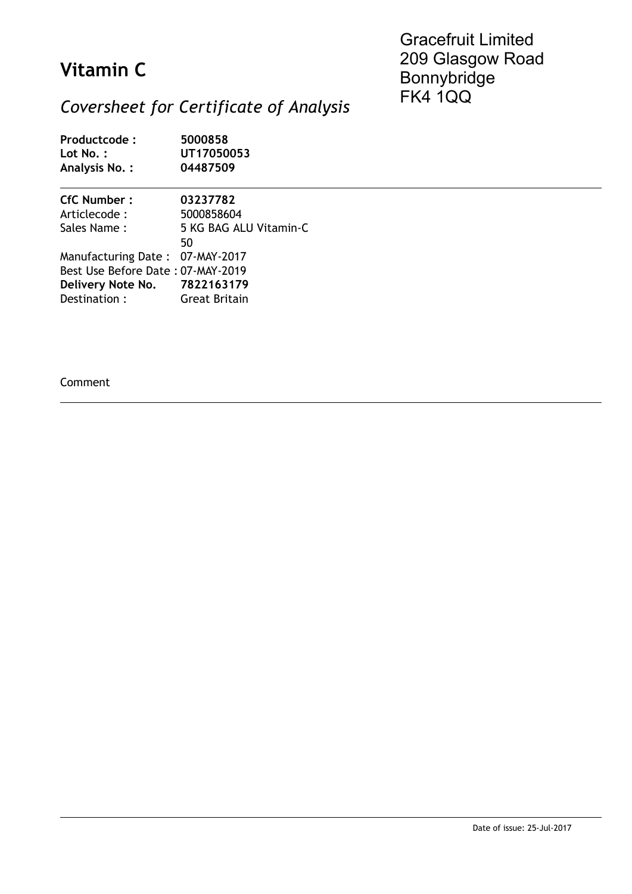# Vitamin C

Gracefruit Limited
209 Glasgow Road
Bonnybridge
FK4 1QQ

## *Coversheet for Certificate of Analysis*

**Productcode :** **5000858**
**Lot No. :** **UT17050053**
**Analysis No. :** **04487509**

---

**CfC Number :** **03237782**
Articlecode : 5000858604
Sales Name : 5 KG BAG ALU Vitamin-C 50
Manufacturing Date : 07-MAY-2017
Best Use Before Date : 07-MAY-2019
**Delivery Note No.** **7822163179**
Destination : Great Britain

Comment

---

Date of issue: 25-Jul-2017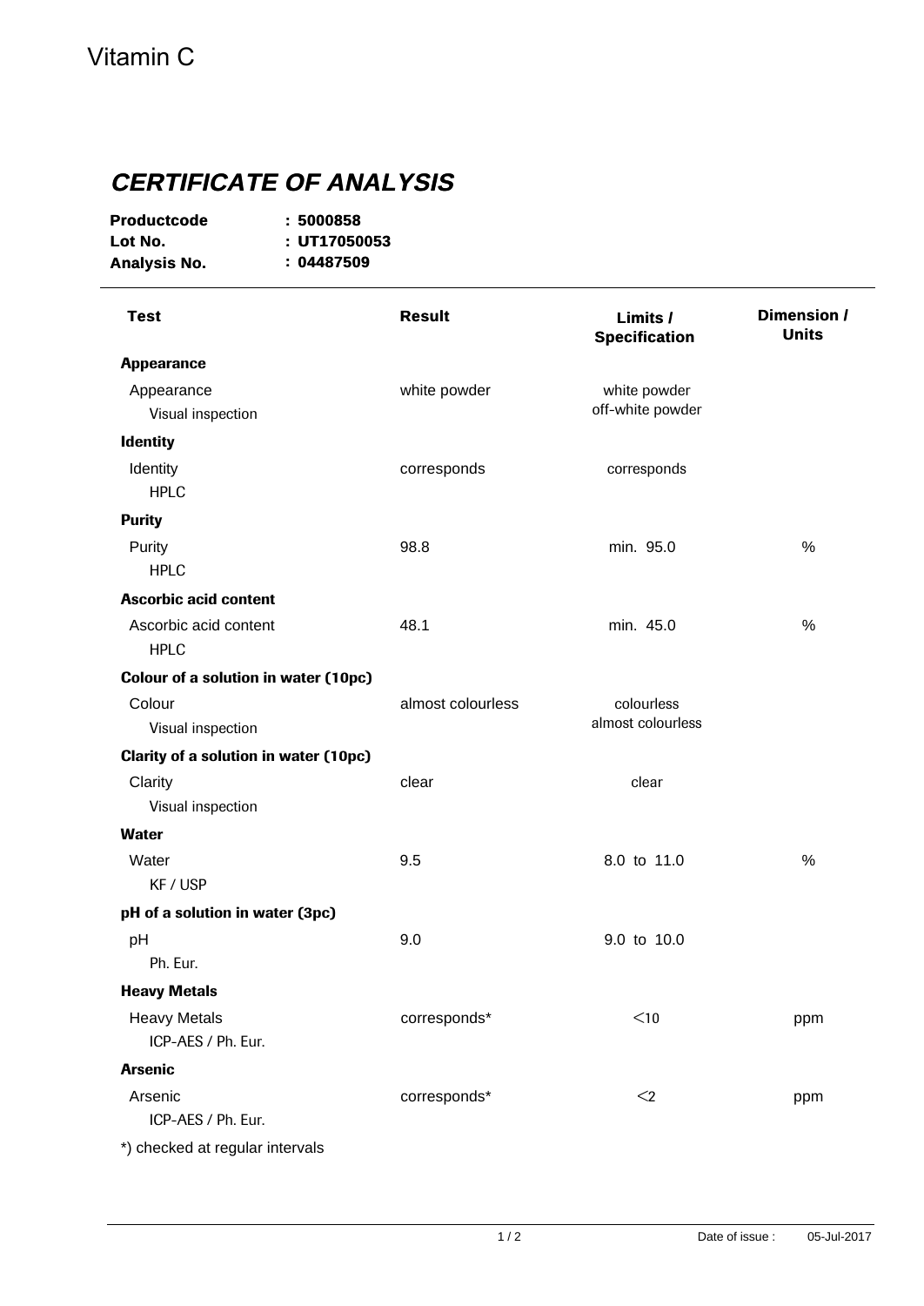Vitamin C

# *CERTIFICATE OF ANALYSIS*

**Productcode** : **5000858**
**Lot No.** : **UT17050053**
**Analysis No.** : **04487509**

| Test | Result | Limits / Specification | Dimension / Units |
|---|---|---|---|
| **Appearance** | | | |
| Appearance<br>Visual inspection | white powder | white powder<br>off-white powder | |
| **Identity** | | | |
| Identity<br>HPLC | corresponds | corresponds | |
| **Purity** | | | |
| Purity<br>HPLC | 98.8 | min. 95.0 | % |
| **Ascorbic acid content** | | | |
| Ascorbic acid content<br>HPLC | 48.1 | min. 45.0 | % |
| **Colour of a solution in water (10pc)** | | | |
| Colour<br>Visual inspection | almost colourless | colourless<br>almost colourless | |
| **Clarity of a solution in water (10pc)** | | | |
| Clarity<br>Visual inspection | clear | clear | |
| **Water** | | | |
| Water<br>KF / USP | 9.5 | 8.0 to 11.0 | % |
| **pH of a solution in water (3pc)** | | | |
| pH<br>Ph. Eur. | 9.0 | 9.0 to 10.0 | |
| **Heavy Metals** | | | |
| Heavy Metals<br>ICP-AES / Ph. Eur. | corresponds* | <10 | ppm |
| **Arsenic** | | | |
| Arsenic<br>ICP-AES / Ph. Eur. | corresponds* | <2 | ppm |

*) checked at regular intervals

Date of issue : 05-Jul-2017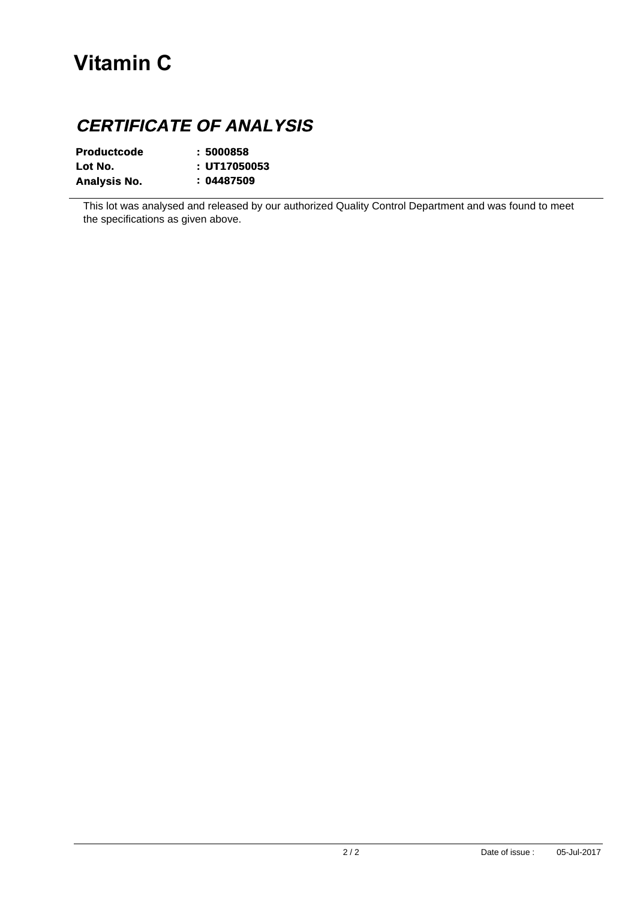# Vitamin C

## *CERTIFICATE OF ANALYSIS*

**Productcode** : **5000858**
**Lot No.** : **UT17050053**
**Analysis No.** : **04487509**

This lot was analysed and released by our authorized Quality Control Department and was found to meet the specifications as given above.

Date of issue : 05-Jul-2017